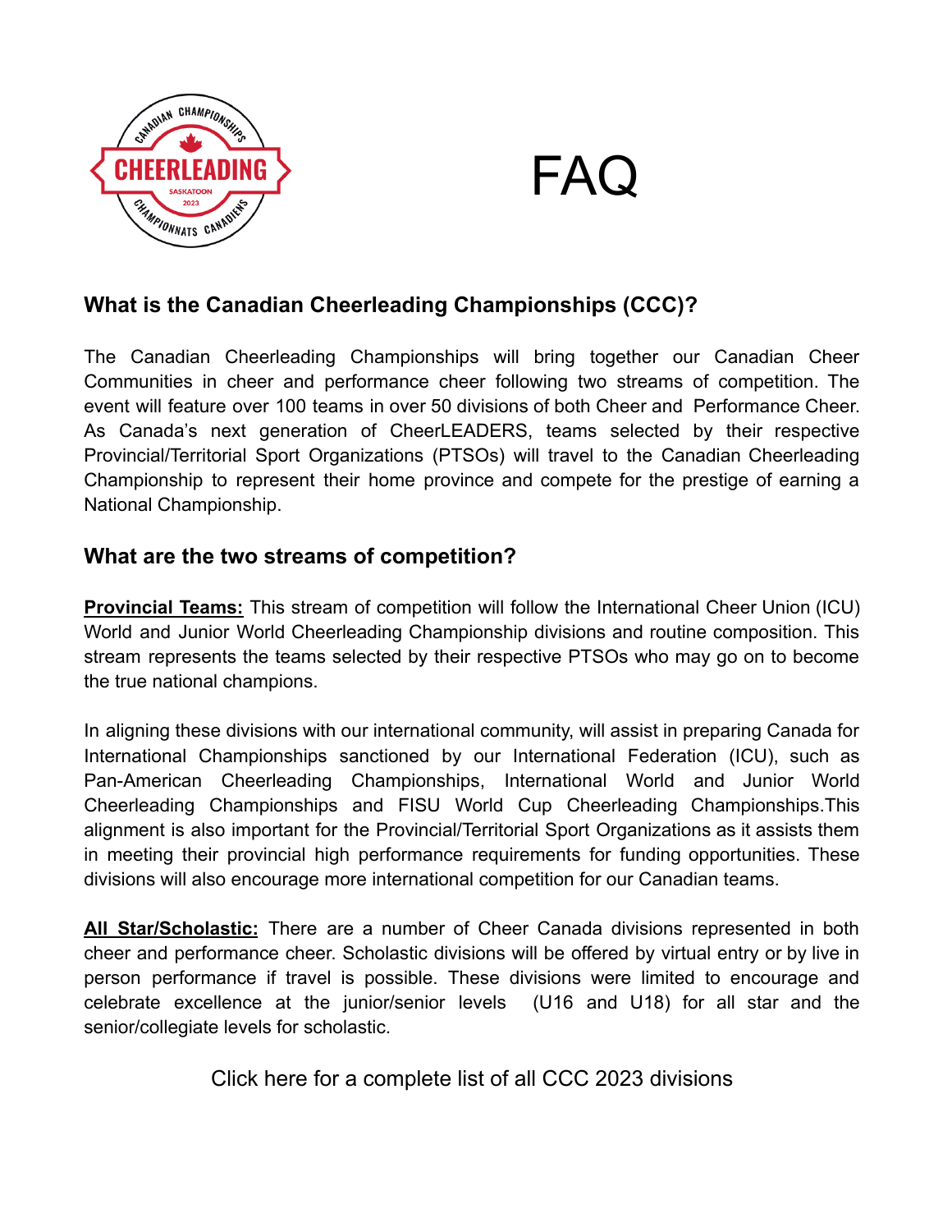# FAQ

## What is the Canadian Cheerleading Championships (CCC)?

The Canadian Cheerleading Championships will bring together our Canadian Cheer Communities in cheer and performance cheer following two streams of competition. The event will feature over 100 teams in over 50 divisions of both Cheer and Performance Cheer. As Canada's next generation of CheerLEADERS, teams selected by their respective Provincial/Territorial Sport Organizations (PTSOs) will travel to the Canadian Cheerleading Championship to represent their home province and compete for the prestige of earning a National Championship.

## What are the two streams of competition?

**Provincial Teams:** This stream of competition will follow the International Cheer Union (ICU) World and Junior World Cheerleading Championship divisions and routine composition. This stream represents the teams selected by their respective PTSOs who may go on to become the true national champions.

In aligning these divisions with our international community, will assist in preparing Canada for International Championships sanctioned by our International Federation (ICU), such as Pan-American Cheerleading Championships, International World and Junior World Cheerleading Championships and FISU World Cup Cheerleading Championships.This alignment is also important for the Provincial/Territorial Sport Organizations as it assists them in meeting their provincial high performance requirements for funding opportunities. These divisions will also encourage more international competition for our Canadian teams.

**All Star/Scholastic:** There are a number of Cheer Canada divisions represented in both cheer and performance cheer. Scholastic divisions will be offered by virtual entry or by live in person performance if travel is possible. These divisions were limited to encourage and celebrate excellence at the junior/senior levels (U16 and U18) for all star and the senior/collegiate levels for scholastic.

Click here for a complete list of all CCC 2023 divisions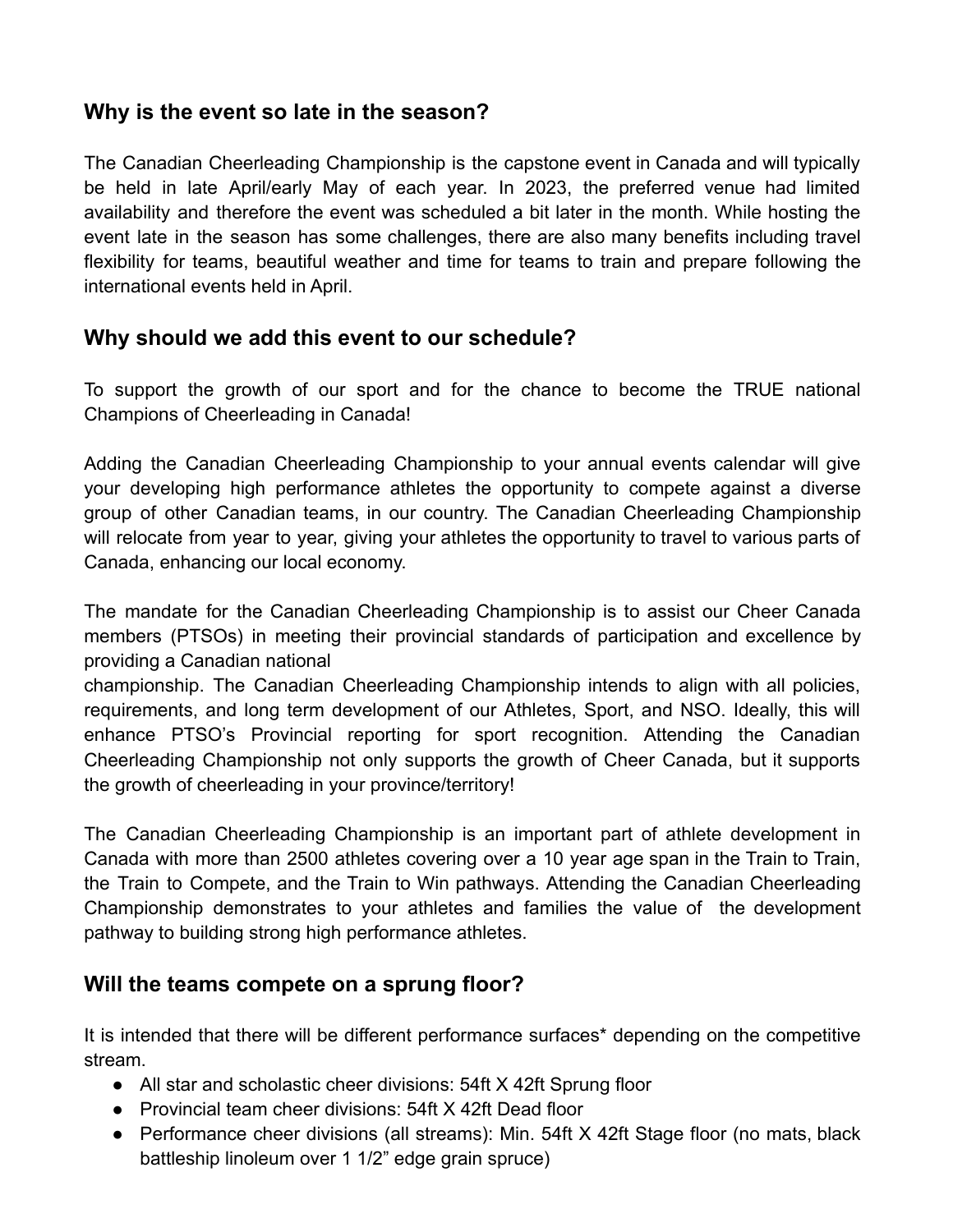## Why is the event so late in the season?

The Canadian Cheerleading Championship is the capstone event in Canada and will typically be held in late April/early May of each year. In 2023, the preferred venue had limited availability and therefore the event was scheduled a bit later in the month. While hosting the event late in the season has some challenges, there are also many benefits including travel flexibility for teams, beautiful weather and time for teams to train and prepare following the international events held in April.

## Why should we add this event to our schedule?

To support the growth of our sport and for the chance to become the TRUE national Champions of Cheerleading in Canada!

Adding the Canadian Cheerleading Championship to your annual events calendar will give your developing high performance athletes the opportunity to compete against a diverse group of other Canadian teams, in our country. The Canadian Cheerleading Championship will relocate from year to year, giving your athletes the opportunity to travel to various parts of Canada, enhancing our local economy.

The mandate for the Canadian Cheerleading Championship is to assist our Cheer Canada members (PTSOs) in meeting their provincial standards of participation and excellence by providing a Canadian national championship. The Canadian Cheerleading Championship intends to align with all policies, requirements, and long term development of our Athletes, Sport, and NSO. Ideally, this will enhance PTSO's Provincial reporting for sport recognition. Attending the Canadian Cheerleading Championship not only supports the growth of Cheer Canada, but it supports the growth of cheerleading in your province/territory!

The Canadian Cheerleading Championship is an important part of athlete development in Canada with more than 2500 athletes covering over a 10 year age span in the Train to Train, the Train to Compete, and the Train to Win pathways. Attending the Canadian Cheerleading Championship demonstrates to your athletes and families the value of the development pathway to building strong high performance athletes.

## Will the teams compete on a sprung floor?

It is intended that there will be different performance surfaces* depending on the competitive stream.

- All star and scholastic cheer divisions: 54ft X 42ft Sprung floor
- Provincial team cheer divisions: 54ft X 42ft Dead floor
- Performance cheer divisions (all streams): Min. 54ft X 42ft Stage floor (no mats, black battleship linoleum over 1 1/2" edge grain spruce)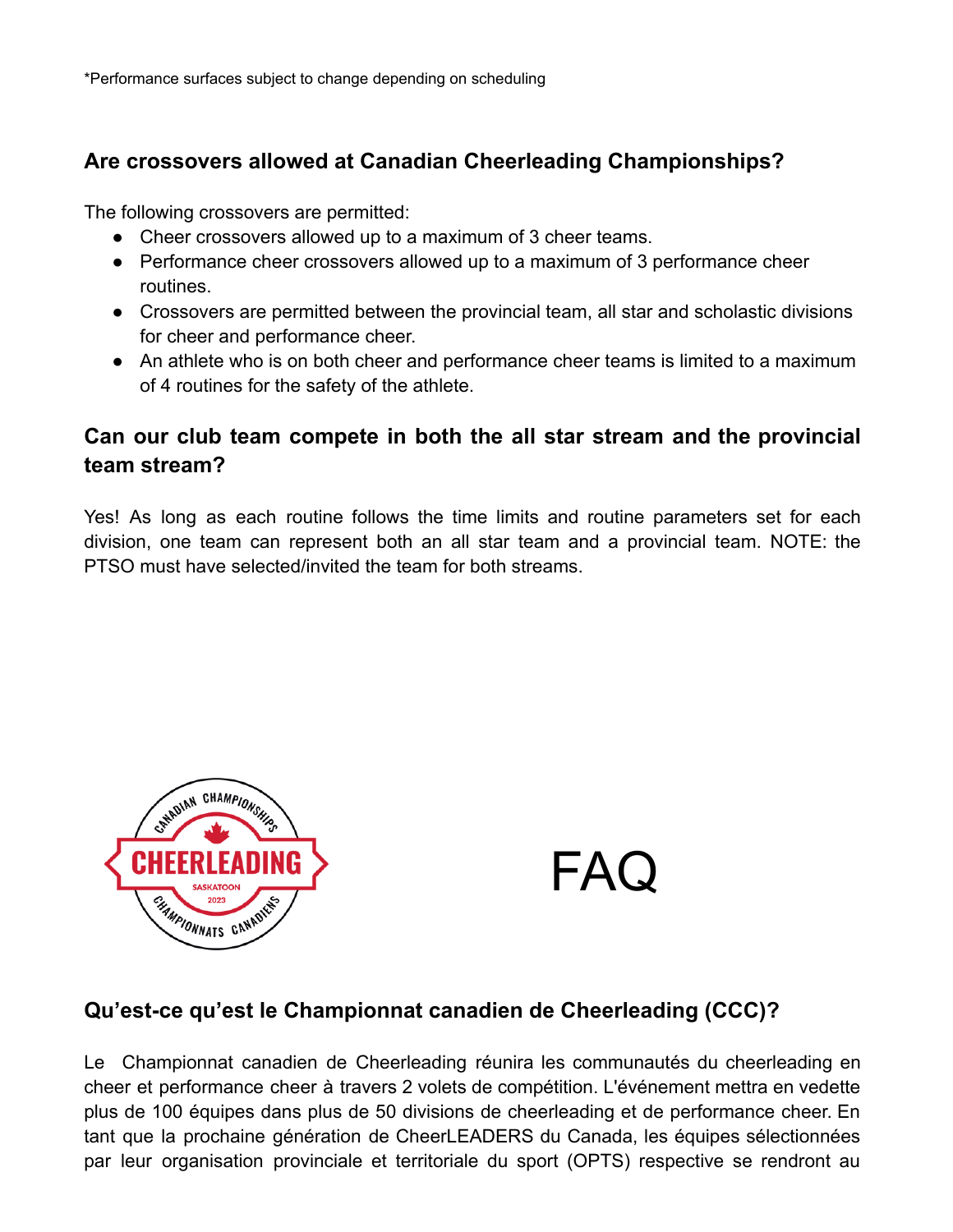*Performance surfaces subject to change depending on scheduling

### Are crossovers allowed at Canadian Cheerleading Championships?

The following crossovers are permitted:

- Cheer crossovers allowed up to a maximum of 3 cheer teams.
- Performance cheer crossovers allowed up to a maximum of 3 performance cheer routines.
- Crossovers are permitted between the provincial team, all star and scholastic divisions for cheer and performance cheer.
- An athlete who is on both cheer and performance cheer teams is limited to a maximum of 4 routines for the safety of the athlete.

### Can our club team compete in both the all star stream and the provincial team stream?

Yes! As long as each routine follows the time limits and routine parameters set for each division, one team can represent both an all star team and a provincial team. NOTE: the PTSO must have selected/invited the team for both streams.

# FAQ

### Qu'est-ce qu'est le Championnat canadien de Cheerleading (CCC)?

Le Championnat canadien de Cheerleading réunira les communautés du cheerleading en cheer et performance cheer à travers 2 volets de compétition. L'événement mettra en vedette plus de 100 équipes dans plus de 50 divisions de cheerleading et de performance cheer. En tant que la prochaine génération de CheerLEADERS du Canada, les équipes sélectionnées par leur organisation provinciale et territoriale du sport (OPTS) respective se rendront au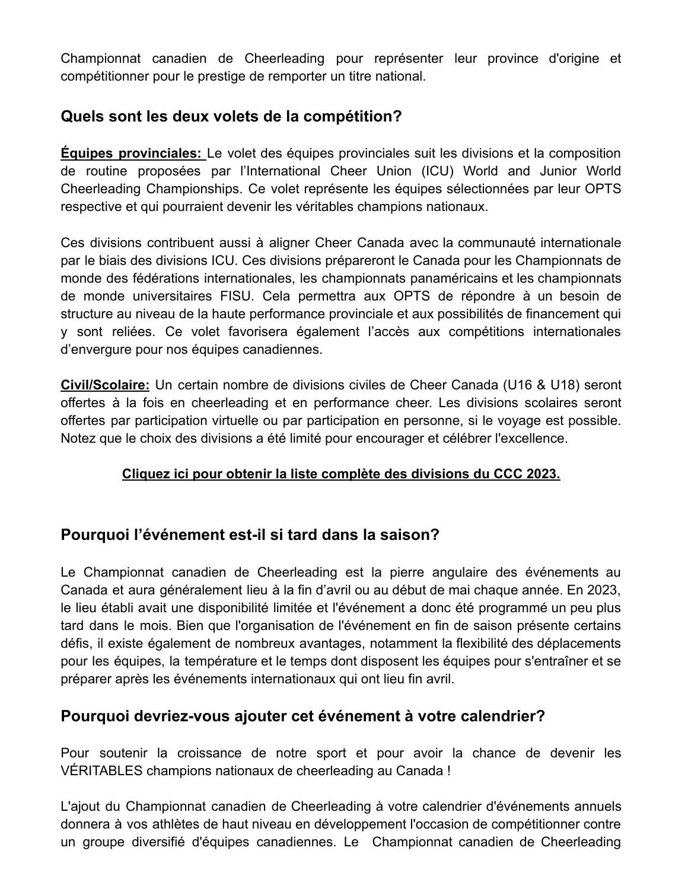Championnat canadien de Cheerleading pour représenter leur province d'origine et compétitionner pour le prestige de remporter un titre national.

## Quels sont les deux volets de la compétition?

**Équipes provinciales:** Le volet des équipes provinciales suit les divisions et la composition de routine proposées par l'International Cheer Union (ICU) World and Junior World Cheerleading Championships. Ce volet représente les équipes sélectionnées par leur OPTS respective et qui pourraient devenir les véritables champions nationaux.

Ces divisions contribuent aussi à aligner Cheer Canada avec la communauté internationale par le biais des divisions ICU. Ces divisions prépareront le Canada pour les Championnats de monde des fédérations internationales, les championnats panaméricains et les championnats de monde universitaires FISU. Cela permettra aux OPTS de répondre à un besoin de structure au niveau de la haute performance provinciale et aux possibilités de financement qui y sont reliées. Ce volet favorisera également l'accès aux compétitions internationales d'envergure pour nos équipes canadiennes.

**Civil/Scolaire:** Un certain nombre de divisions civiles de Cheer Canada (U16 & U18) seront offertes à la fois en cheerleading et en performance cheer. Les divisions scolaires seront offertes par participation virtuelle ou par participation en personne, si le voyage est possible. Notez que le choix des divisions a été limité pour encourager et célébrer l'excellence.

**Cliquez ici pour obtenir la liste complète des divisions du CCC 2023.**

## Pourquoi l'événement est-il si tard dans la saison?

Le Championnat canadien de Cheerleading est la pierre angulaire des événements au Canada et aura généralement lieu à la fin d'avril ou au début de mai chaque année. En 2023, le lieu établi avait une disponibilité limitée et l'événement a donc été programmé un peu plus tard dans le mois. Bien que l'organisation de l'événement en fin de saison présente certains défis, il existe également de nombreux avantages, notamment la flexibilité des déplacements pour les équipes, la température et le temps dont disposent les équipes pour s'entraîner et se préparer après les événements internationaux qui ont lieu fin avril.

## Pourquoi devriez-vous ajouter cet événement à votre calendrier?

Pour soutenir la croissance de notre sport et pour avoir la chance de devenir les VÉRITABLES champions nationaux de cheerleading au Canada !

L'ajout du Championnat canadien de Cheerleading à votre calendrier d'événements annuels donnera à vos athlètes de haut niveau en développement l'occasion de compétitionner contre un groupe diversifié d'équipes canadiennes. Le Championnat canadien de Cheerleading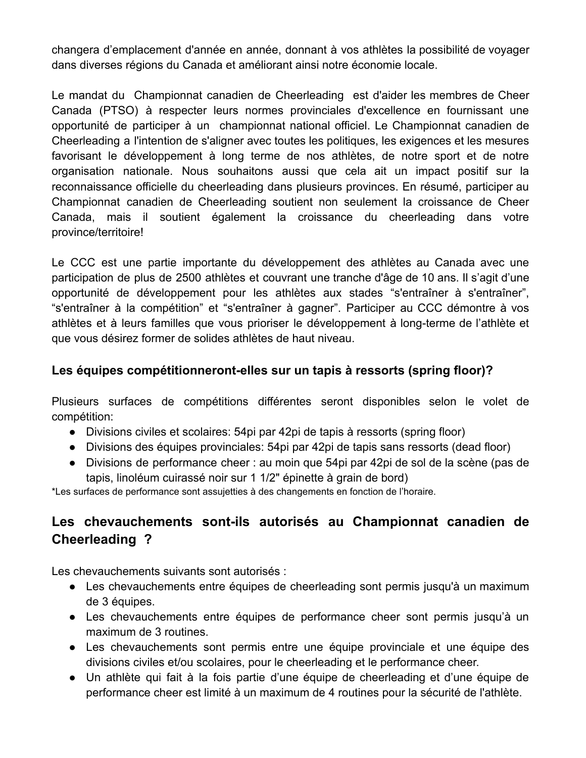changera d'emplacement d'année en année, donnant à vos athlètes la possibilité de voyager dans diverses régions du Canada et améliorant ainsi notre économie locale.

Le mandat du Championnat canadien de Cheerleading est d'aider les membres de Cheer Canada (PTSO) à respecter leurs normes provinciales d'excellence en fournissant une opportunité de participer à un championnat national officiel. Le Championnat canadien de Cheerleading a l'intention de s'aligner avec toutes les politiques, les exigences et les mesures favorisant le développement à long terme de nos athlètes, de notre sport et de notre organisation nationale. Nous souhaitons aussi que cela ait un impact positif sur la reconnaissance officielle du cheerleading dans plusieurs provinces. En résumé, participer au Championnat canadien de Cheerleading soutient non seulement la croissance de Cheer Canada, mais il soutient également la croissance du cheerleading dans votre province/territoire!

Le CCC est une partie importante du développement des athlètes au Canada avec une participation de plus de 2500 athlètes et couvrant une tranche d'âge de 10 ans. Il s'agit d'une opportunité de développement pour les athlètes aux stades “s'entraîner à s'entraîner”, “s'entraîner à la compétition” et “s'entraîner à gagner”. Participer au CCC démontre à vos athlètes et à leurs familles que vous prioriser le développement à long-terme de l'athlète et que vous désirez former de solides athlètes de haut niveau.

### Les équipes compétitionneront-elles sur un tapis à ressorts (spring floor)?

Plusieurs surfaces de compétitions différentes seront disponibles selon le volet de compétition:

- Divisions civiles et scolaires: 54pi par 42pi de tapis à ressorts (spring floor)
- Divisions des équipes provinciales: 54pi par 42pi de tapis sans ressorts (dead floor)
- Divisions de performance cheer : au moin que 54pi par 42pi de sol de la scène (pas de tapis, linoléum cuirassé noir sur 1 1/2" épinette à grain de bord)

*Les surfaces de performance sont assujetties à des changements en fonction de l'horaire.

## Les chevauchements sont-ils autorisés au Championnat canadien de Cheerleading ?

Les chevauchements suivants sont autorisés :

- Les chevauchements entre équipes de cheerleading sont permis jusqu'à un maximum de 3 équipes.
- Les chevauchements entre équipes de performance cheer sont permis jusqu'à un maximum de 3 routines.
- Les chevauchements sont permis entre une équipe provinciale et une équipe des divisions civiles et/ou scolaires, pour le cheerleading et le performance cheer.
- Un athlète qui fait à la fois partie d'une équipe de cheerleading et d'une équipe de performance cheer est limité à un maximum de 4 routines pour la sécurité de l'athlète.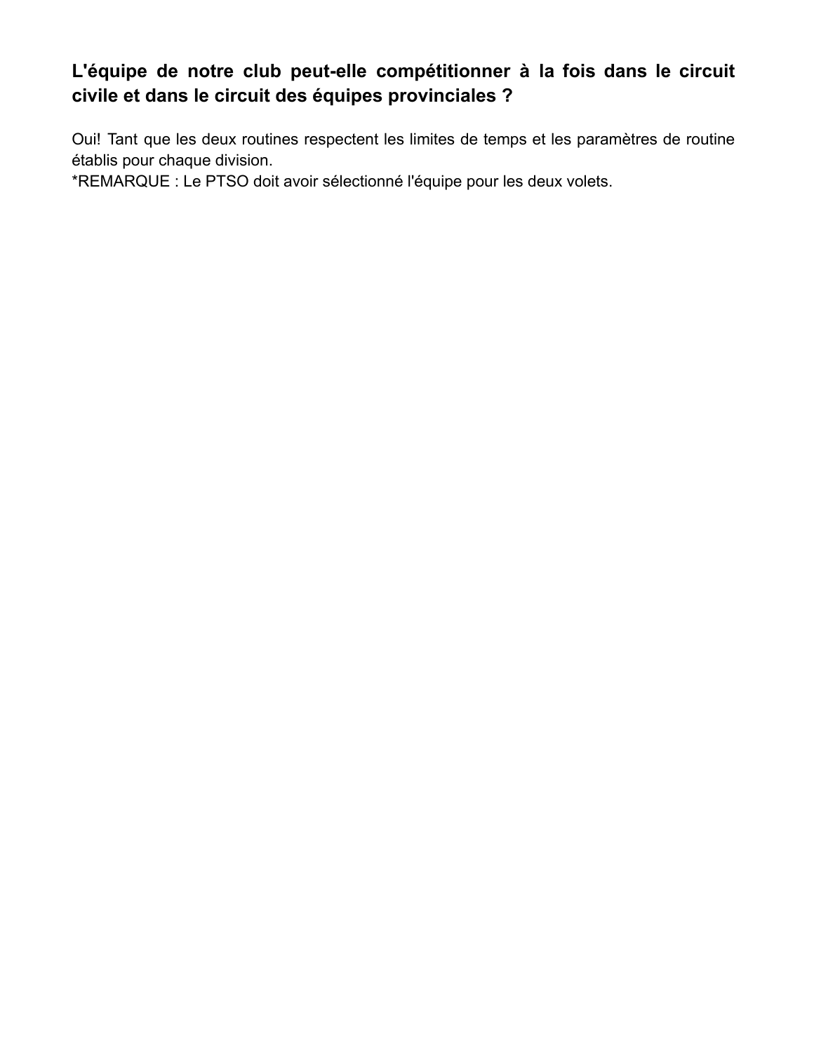### L'équipe de notre club peut-elle compétitionner à la fois dans le circuit civile et dans le circuit des équipes provinciales ?

Oui! Tant que les deux routines respectent les limites de temps et les paramètres de routine établis pour chaque division.
*REMARQUE : Le PTSO doit avoir sélectionné l'équipe pour les deux volets.